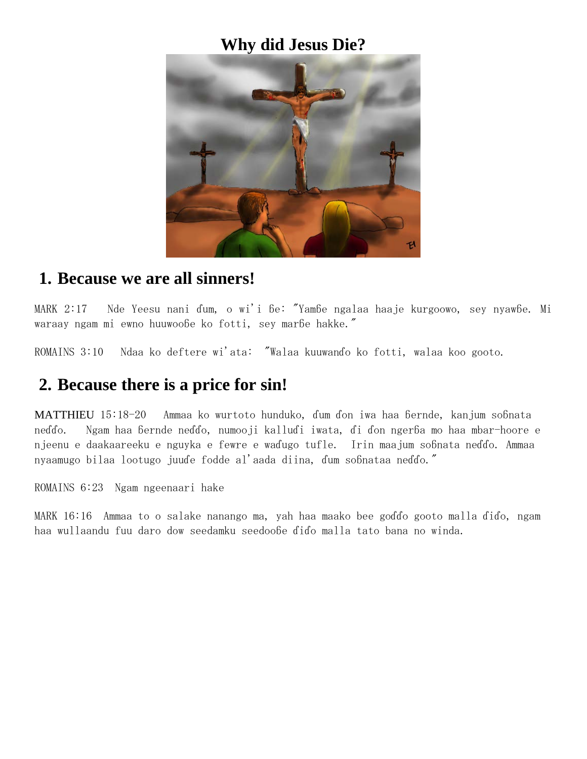# Why did Jesus Die?

## 1. Because we are all sinners!

MARK 2:17 Nde Yeesu nani ɗum, o wi'i ɓe: "Yamɓe ngalaa haaje kurgoowo, sey nyawɓe. Mi waraay ngam mi ewno huuwooɓe ko fotti, sey marɓe hakke."

ROMAINS 3:10 Ndaa ko deftere wi'ata: "Walaa kuuwanɗo ko fotti, walaa koo gooto.

## 2. Because there is a price for sin!

MATTHIEU 15:18-20 Ammaa ko wurtoto hunduko, ɗum ɗon iwa haa ɓernde, kanjum soɓnata neɗɗo. Ngam haa ɓernde neɗɗo, numooji kalluɗi iwata, ɗi ɗon ngerɓa mo haa mbar-hoore e njeenu e daakaareeku e nguyka e fewre e waɗugo tufle. Irin maajum soɓnata neɗɗo. Ammaa nyaamugo bilaa lootugo juuɗe fodde al'aada diina, ɗum soɓnataa neɗɗo."

ROMAINS 6:23 Ngam ngeenaari hake

MARK 16:16 Ammaa to o salake nanango ma, yah haa maako bee goɗɗo gooto malla ɗiɗo, ngam haa wullaandu fuu daro dow seedamku seedooɓe ɗiɗo malla tato bana no winda.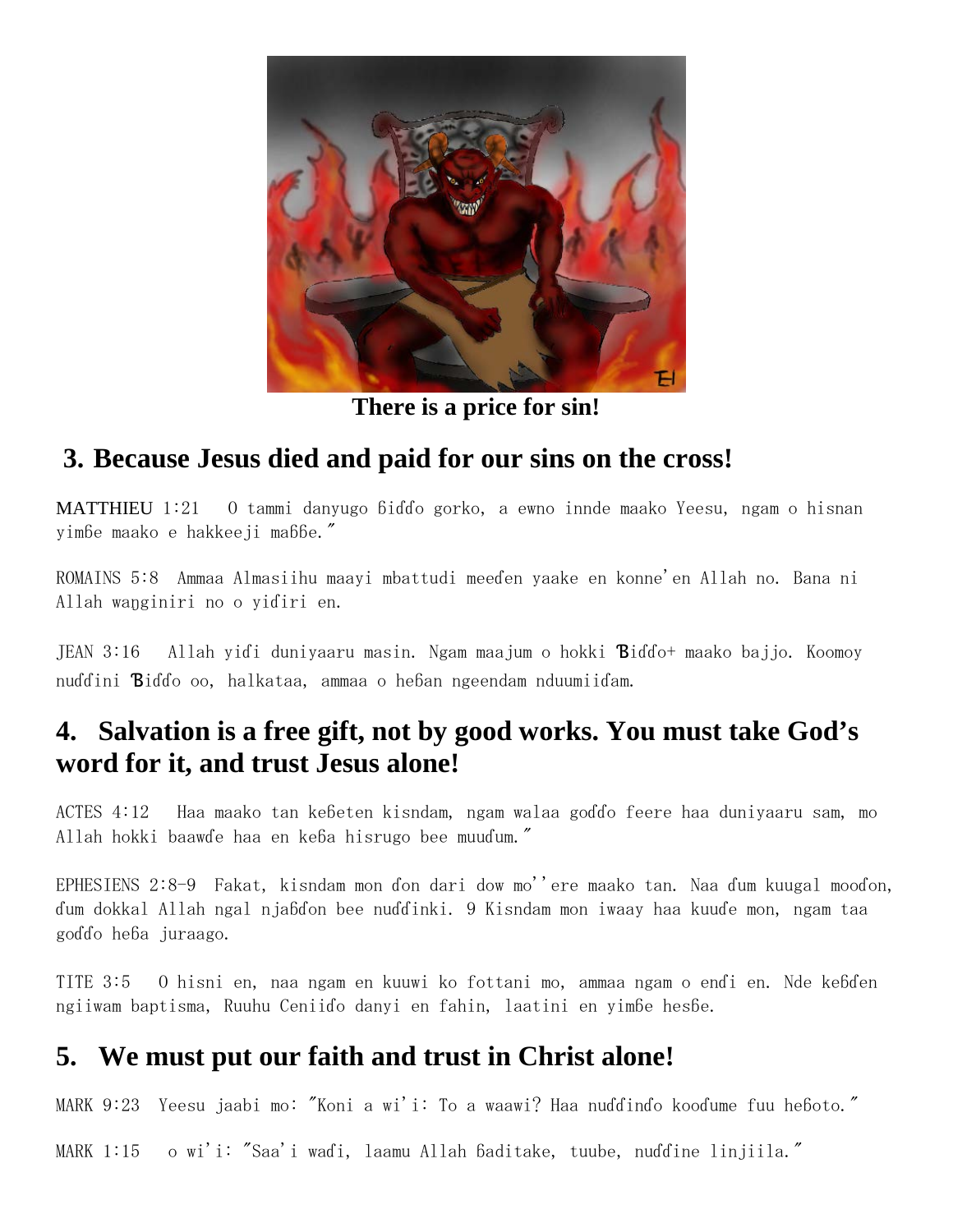**There is a price for sin!**

## 3. Because Jesus died and paid for our sins on the cross!

MATTHIEU 1:21   O tammi danyugo ɓiɗɗo gorko, a ewno innde maako Yeesu, ngam o hisnan yimɓe maako e hakkeeji maɓɓe."

ROMAINS 5:8  Ammaa Almasiihu maayi mbattudi meeɗen yaake en konne'en Allah no. Bana ni Allah waŋginiri no o yiɗiri en.

JEAN 3:16   Allah yiɗi duniyaaru masin. Ngam maajum o hokki Ɓiɗɗo+ maako bajjo. Koomoy nuɗɗini Ɓiɗɗo oo, halkataa, ammaa o heɓan ngeendam nduumiiɗam.

## 4.  Salvation is a free gift, not by good works. You must take God's word for it, and trust Jesus alone!

ACTES 4:12   Haa maako tan keɓeten kisndam, ngam walaa goɗɗo feere haa duniyaaru sam, mo Allah hokki baawɗe haa en keɓa hisrugo bee muuɗum."

EPHESIENS 2:8-9  Fakat, kisndam mon ɗon dari dow mo''ere maako tan. Naa ɗum kuugal mooɗon, ɗum dokkal Allah ngal njaɓɗon bee nuɗɗinki. 9 Kisndam mon iwaay haa kuuɗe mon, ngam taa goɗɗo heɓa juraago.

TITE 3:5   O hisni en, naa ngam en kuuwi ko fottani mo, ammaa ngam o enɗi en. Nde keɓɗen ngiiwam baptisma, Ruuhu Ceniiɗo danyi en fahin, laatini en yimɓe hesɓe.

## 5.  We must put our faith and trust in Christ alone!

MARK 9:23  Yeesu jaabi mo: "Koni a wi'i: To a waawi? Haa nuɗɗinɗo kooɗume fuu heɓoto."

MARK 1:15   o wi'i: "Saa'i waɗi, laamu Allah ɓaditake, tuube, nuɗɗine linjiila."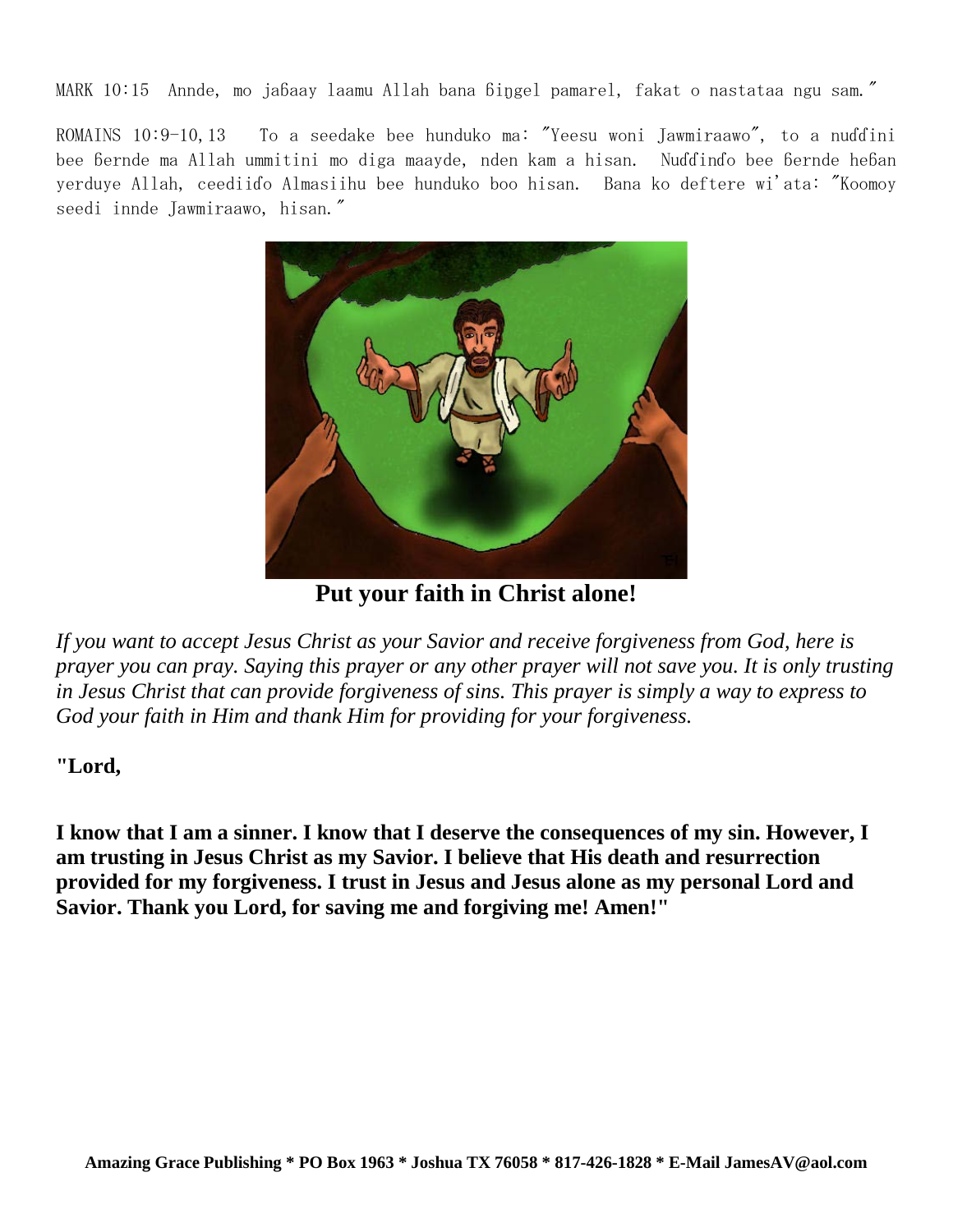MARK 10:15 Annde, mo jaɓaay laamu Allah bana ɓiŋgel pamarel, fakat o nastataa ngu sam."

ROMAINS 10:9-10,13 To a seedake bee hunduko ma: "Yeesu woni Jawmiraawo", to a nuɗɗini bee ɓernde ma Allah ummitini mo diga maayde, nden kam a hisan. Nuɗɗinɗo bee ɓernde heɓan yerduye Allah, ceediiɗo Almasiihu bee hunduko boo hisan. Bana ko deftere wi'ata: "Koomoy seedi innde Jawmiraawo, hisan."

**Put your faith in Christ alone!**

*If you want to accept Jesus Christ as your Savior and receive forgiveness from God, here is prayer you can pray. Saying this prayer or any other prayer will not save you. It is only trusting in Jesus Christ that can provide forgiveness of sins. This prayer is simply a way to express to God your faith in Him and thank Him for providing for your forgiveness.*

**"Lord,**

**I know that I am a sinner. I know that I deserve the consequences of my sin. However, I am trusting in Jesus Christ as my Savior. I believe that His death and resurrection provided for my forgiveness. I trust in Jesus and Jesus alone as my personal Lord and Savior. Thank you Lord, for saving me and forgiving me! Amen!"**

**Amazing Grace Publishing * PO Box 1963 * Joshua TX 76058 * 817-426-1828 * E-Mail JamesAV@aol.com**